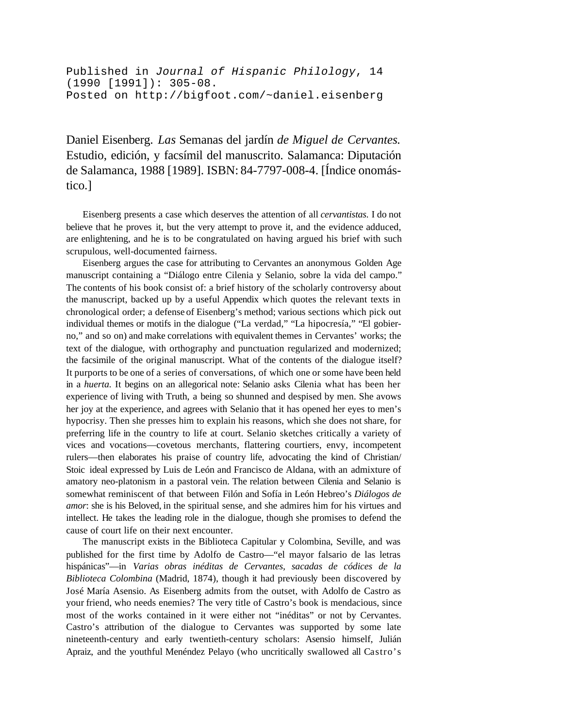Published in *Journal of Hispanic Philology*, 14 (1990 [1991]): 305-08.
Posted on http://bigfoot.com/~daniel.eisenberg

Daniel Eisenberg. *Las* Semanas del jardín *de Miguel de Cervantes.* Estudio, edición, y facsímil del manuscrito. Salamanca: Diputación de Salamanca, 1988 [1989]. ISBN: 84-7797-008-4. [Índice onomástico.]

Eisenberg presents a case which deserves the attention of all *cervantistas.* I do not believe that he proves it, but the very attempt to prove it, and the evidence adduced, are enlightening, and he is to be congratulated on having argued his brief with such scrupulous, well-documented fairness.

Eisenberg argues the case for attributing to Cervantes an anonymous Golden Age manuscript containing a "Diálogo entre Cilenia y Selanio, sobre la vida del campo." The contents of his book consist of: a brief history of the scholarly controversy about the manuscript, backed up by a useful Appendix which quotes the relevant texts in chronological order; a defense of Eisenberg's method; various sections which pick out individual themes or motifs in the dialogue ("La verdad," "La hipocresía," "El gobierno," and so on) and make correlations with equivalent themes in Cervantes' works; the text of the dialogue, with orthography and punctuation regularized and modernized; the facsimile of the original manuscript. What of the contents of the dialogue itself? It purports to be one of a series of conversations, of which one or some have been held in a *huerta.* It begins on an allegorical note: Selanio asks Cilenia what has been her experience of living with Truth, a being so shunned and despised by men. She avows her joy at the experience, and agrees with Selanio that it has opened her eyes to men's hypocrisy. Then she presses him to explain his reasons, which she does not share, for preferring life in the country to life at court. Selanio sketches critically a variety of vices and vocations—covetous merchants, flattering courtiers, envy, incompetent rulers—then elaborates his praise of country life, advocating the kind of Christian/ Stoic ideal expressed by Luis de León and Francisco de Aldana, with an admixture of amatory neo-platonism in a pastoral vein. The relation between Cilenia and Selanio is somewhat reminiscent of that between Filón and Sofía in León Hebreo's *Diálogos de amor*: she is his Beloved, in the spiritual sense, and she admires him for his virtues and intellect. He takes the leading role in the dialogue, though she promises to defend the cause of court life on their next encounter.

The manuscript exists in the Biblioteca Capitular y Colombina, Seville, and was published for the first time by Adolfo de Castro—"el mayor falsario de las letras hispánicas"—in *Varias obras inéditas de Cervantes, sacadas de códices de la Biblioteca Colombina* (Madrid, 1874), though it had previously been discovered by José María Asensio. As Eisenberg admits from the outset, with Adolfo de Castro as your friend, who needs enemies? The very title of Castro's book is mendacious, since most of the works contained in it were either not "inéditas" or not by Cervantes. Castro's attribution of the dialogue to Cervantes was supported by some late nineteenth-century and early twentieth-century scholars: Asensio himself, Julián Apraiz, and the youthful Menéndez Pelayo (who uncritically swallowed all Castro's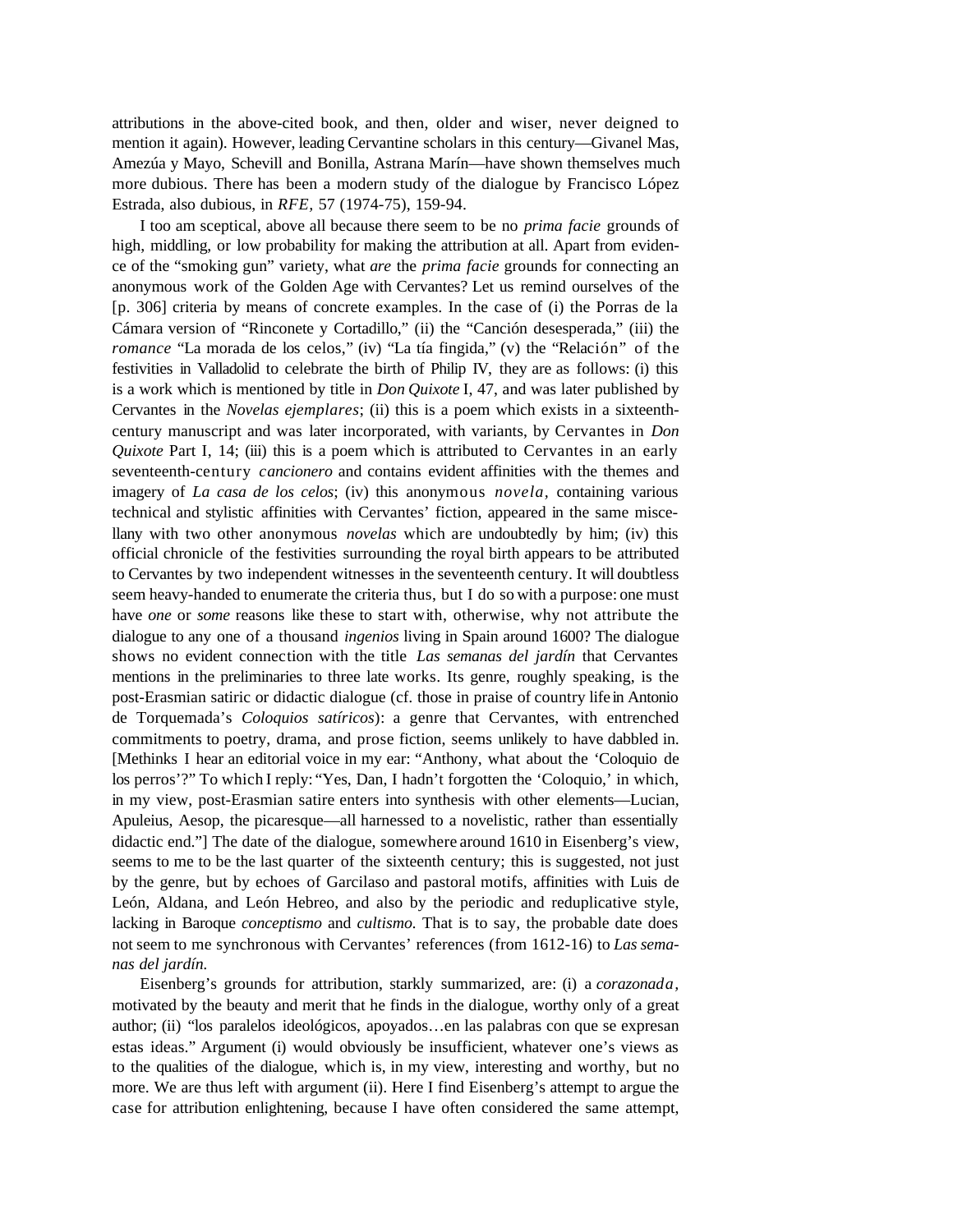attributions in the above-cited book, and then, older and wiser, never deigned to mention it again). However, leading Cervantine scholars in this century—Givanel Mas, Amezúa y Mayo, Schevill and Bonilla, Astrana Marín—have shown themselves much more dubious. There has been a modern study of the dialogue by Francisco López Estrada, also dubious, in *RFE*, 57 (1974-75), 159-94.

I too am sceptical, above all because there seem to be no *prima facie* grounds of high, middling, or low probability for making the attribution at all. Apart from evidence of the "smoking gun" variety, what *are* the *prima facie* grounds for connecting an anonymous work of the Golden Age with Cervantes? Let us remind ourselves of the [p. 306] criteria by means of concrete examples. In the case of (i) the Porras de la Cámara version of "Rinconete y Cortadillo," (ii) the "Canción desesperada," (iii) the *romance* "La morada de los celos," (iv) "La tía fingida," (v) the "Relación" of the festivities in Valladolid to celebrate the birth of Philip IV, they are as follows: (i) this is a work which is mentioned by title in *Don Quixote* I, 47, and was later published by Cervantes in the *Novelas ejemplares*; (ii) this is a poem which exists in a sixteenth-century manuscript and was later incorporated, with variants, by Cervantes in *Don Quixote* Part I, 14; (iii) this is a poem which is attributed to Cervantes in an early seventeenth-century *cancionero* and contains evident affinities with the themes and imagery of *La casa de los celos*; (iv) this anonymous *novela*, containing various technical and stylistic affinities with Cervantes' fiction, appeared in the same miscellany with two other anonymous *novelas* which are undoubtedly by him; (iv) this official chronicle of the festivities surrounding the royal birth appears to be attributed to Cervantes by two independent witnesses in the seventeenth century. It will doubtless seem heavy-handed to enumerate the criteria thus, but I do so with a purpose: one must have *one* or *some* reasons like these to start with, otherwise, why not attribute the dialogue to any one of a thousand *ingenios* living in Spain around 1600? The dialogue shows no evident connection with the title *Las semanas del jardín* that Cervantes mentions in the preliminaries to three late works. Its genre, roughly speaking, is the post-Erasmian satiric or didactic dialogue (cf. those in praise of country life in Antonio de Torquemada's *Coloquios satíricos*): a genre that Cervantes, with entrenched commitments to poetry, drama, and prose fiction, seems unlikely to have dabbled in. [Methinks I hear an editorial voice in my ear: "Anthony, what about the 'Coloquio de los perros'?" To which I reply: "Yes, Dan, I hadn't forgotten the 'Coloquio,' in which, in my view, post-Erasmian satire enters into synthesis with other elements—Lucian, Apuleius, Aesop, the picaresque—all harnessed to a novelistic, rather than essentially didactic end."] The date of the dialogue, somewhere around 1610 in Eisenberg's view, seems to me to be the last quarter of the sixteenth century; this is suggested, not just by the genre, but by echoes of Garcilaso and pastoral motifs, affinities with Luis de León, Aldana, and León Hebreo, and also by the periodic and reduplicative style, lacking in Baroque *conceptismo* and *cultismo.* That is to say, the probable date does not seem to me synchronous with Cervantes' references (from 1612-16) to *Las semanas del jardín.*

Eisenberg's grounds for attribution, starkly summarized, are: (i) a *corazonada*, motivated by the beauty and merit that he finds in the dialogue, worthy only of a great author; (ii) "los paralelos ideológicos, apoyados…en las palabras con que se expresan estas ideas." Argument (i) would obviously be insufficient, whatever one's views as to the qualities of the dialogue, which is, in my view, interesting and worthy, but no more. We are thus left with argument (ii). Here I find Eisenberg's attempt to argue the case for attribution enlightening, because I have often considered the same attempt,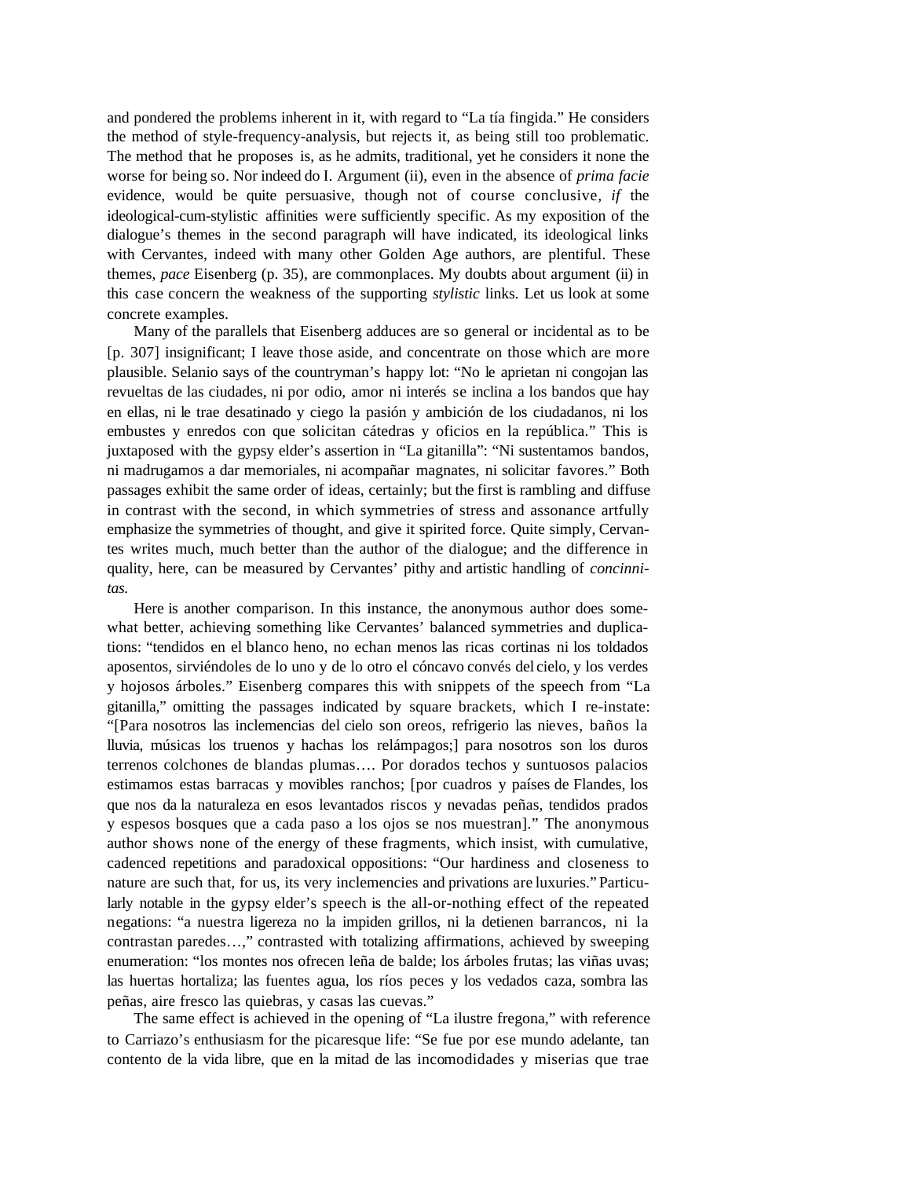and pondered the problems inherent in it, with regard to "La tía fingida." He considers the method of style-frequency-analysis, but rejects it, as being still too problematic. The method that he proposes is, as he admits, traditional, yet he considers it none the worse for being so. Nor indeed do I. Argument (ii), even in the absence of *prima facie* evidence, would be quite persuasive, though not of course conclusive, *if* the ideological-cum-stylistic affinities were sufficiently specific. As my exposition of the dialogue's themes in the second paragraph will have indicated, its ideological links with Cervantes, indeed with many other Golden Age authors, are plentiful. These themes, *pace* Eisenberg (p. 35), are commonplaces. My doubts about argument (ii) in this case concern the weakness of the supporting *stylistic* links. Let us look at some concrete examples.

Many of the parallels that Eisenberg adduces are so general or incidental as to be [p. 307] insignificant; I leave those aside, and concentrate on those which are more plausible. Selanio says of the countryman's happy lot: "No le aprietan ni congojan las revueltas de las ciudades, ni por odio, amor ni interés se inclina a los bandos que hay en ellas, ni le trae desatinado y ciego la pasión y ambición de los ciudadanos, ni los embustes y enredos con que solicitan cátedras y oficios en la república." This is juxtaposed with the gypsy elder's assertion in "La gitanilla": "Ni sustentamos bandos, ni madrugamos a dar memoriales, ni acompañar magnates, ni solicitar favores." Both passages exhibit the same order of ideas, certainly; but the first is rambling and diffuse in contrast with the second, in which symmetries of stress and assonance artfully emphasize the symmetries of thought, and give it spirited force. Quite simply, Cervantes writes much, much better than the author of the dialogue; and the difference in quality, here, can be measured by Cervantes' pithy and artistic handling of *concinnitas.*

Here is another comparison. In this instance, the anonymous author does somewhat better, achieving something like Cervantes' balanced symmetries and duplications: "tendidos en el blanco heno, no echan menos las ricas cortinas ni los toldados aposentos, sirviéndoles de lo uno y de lo otro el cóncavo convés del cielo, y los verdes y hojosos árboles." Eisenberg compares this with snippets of the speech from "La gitanilla," omitting the passages indicated by square brackets, which I re-instate: "[Para nosotros las inclemencias del cielo son oreos, refrigerio las nieves, baños la lluvia, músicas los truenos y hachas los relámpagos;] para nosotros son los duros terrenos colchones de blandas plumas…. Por dorados techos y suntuosos palacios estimamos estas barracas y movibles ranchos; [por cuadros y países de Flandes, los que nos da la naturaleza en esos levantados riscos y nevadas peñas, tendidos prados y espesos bosques que a cada paso a los ojos se nos muestran]." The anonymous author shows none of the energy of these fragments, which insist, with cumulative, cadenced repetitions and paradoxical oppositions: "Our hardiness and closeness to nature are such that, for us, its very inclemencies and privations are luxuries." Particularly notable in the gypsy elder's speech is the all-or-nothing effect of the repeated negations: "a nuestra ligereza no la impiden grillos, ni la detienen barrancos, ni la contrastan paredes…," contrasted with totalizing affirmations, achieved by sweeping enumeration: "los montes nos ofrecen leña de balde; los árboles frutas; las viñas uvas; las huertas hortaliza; las fuentes agua, los ríos peces y los vedados caza, sombra las peñas, aire fresco las quiebras, y casas las cuevas."

The same effect is achieved in the opening of "La ilustre fregona," with reference to Carriazo's enthusiasm for the picaresque life: "Se fue por ese mundo adelante, tan contento de la vida libre, que en la mitad de las incomodidades y miserias que trae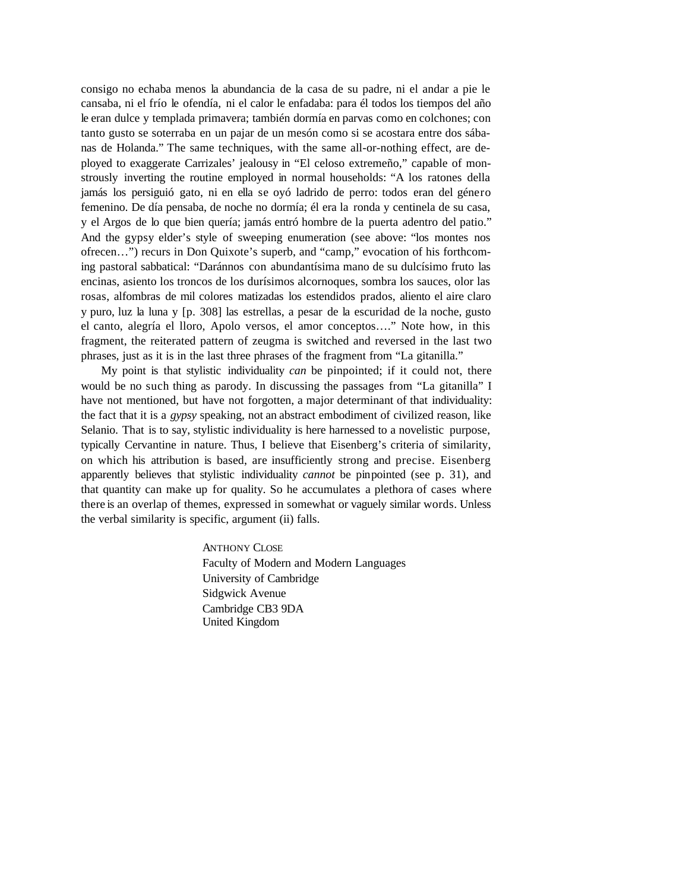consigo no echaba menos la abundancia de la casa de su padre, ni el andar a pie le cansaba, ni el frío le ofendía, ni el calor le enfadaba: para él todos los tiempos del año le eran dulce y templada primavera; también dormía en parvas como en colchones; con tanto gusto se soterraba en un pajar de un mesón como si se acostara entre dos sábanas de Holanda." The same techniques, with the same all-or-nothing effect, are deployed to exaggerate Carrizales' jealousy in "El celoso extremeño," capable of monstrously inverting the routine employed in normal households: "A los ratones della jamás los persiguió gato, ni en ella se oyó ladrido de perro: todos eran del género femenino. De día pensaba, de noche no dormía; él era la ronda y centinela de su casa, y el Argos de lo que bien quería; jamás entró hombre de la puerta adentro del patio." And the gypsy elder's style of sweeping enumeration (see above: "los montes nos ofrecen…") recurs in Don Quixote's superb, and "camp," evocation of his forthcoming pastoral sabbatical: "Daránnos con abundantísima mano de su dulcísimo fruto las encinas, asiento los troncos de los durísimos alcornoques, sombra los sauces, olor las rosas, alfombras de mil colores matizadas los estendidos prados, aliento el aire claro y puro, luz la luna y [p. 308] las estrellas, a pesar de la escuridad de la noche, gusto el canto, alegría el lloro, Apolo versos, el amor conceptos…." Note how, in this fragment, the reiterated pattern of zeugma is switched and reversed in the last two phrases, just as it is in the last three phrases of the fragment from "La gitanilla."

My point is that stylistic individuality *can* be pinpointed; if it could not, there would be no such thing as parody. In discussing the passages from "La gitanilla" I have not mentioned, but have not forgotten, a major determinant of that individuality: the fact that it is a *gypsy* speaking, not an abstract embodiment of civilized reason, like Selanio. That is to say, stylistic individuality is here harnessed to a novelistic purpose, typically Cervantine in nature. Thus, I believe that Eisenberg's criteria of similarity, on which his attribution is based, are insufficiently strong and precise. Eisenberg apparently believes that stylistic individuality *cannot* be pinpointed (see p. 31), and that quantity can make up for quality. So he accumulates a plethora of cases where there is an overlap of themes, expressed in somewhat or vaguely similar words. Unless the verbal similarity is specific, argument (ii) falls.

Anthony Close  
Faculty of Modern and Modern Languages  
University of Cambridge  
Sidgwick Avenue  
Cambridge CB3 9DA  
United Kingdom